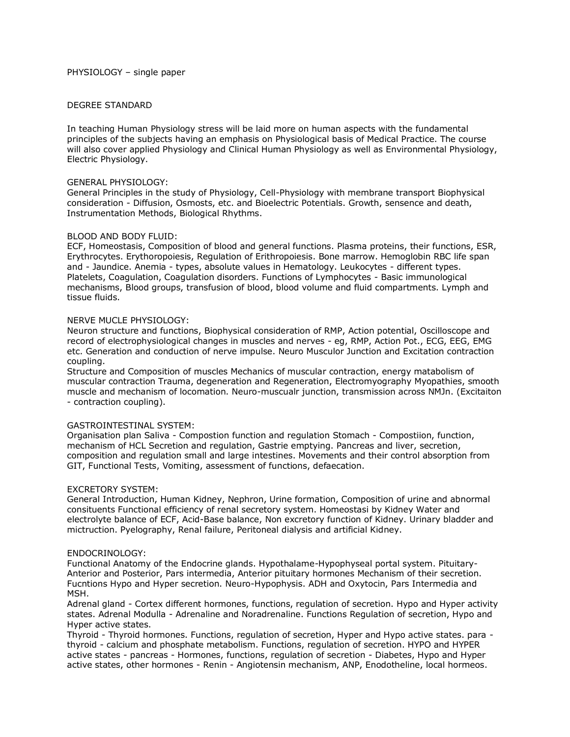PHYSIOLOGY – single paper

DEGREE STANDARD

In teaching Human Physiology stress will be laid more on human aspects with the fundamental principles of the subjects having an emphasis on Physiological basis of Medical Practice. The course will also cover applied Physiology and Clinical Human Physiology as well as Environmental Physiology, Electric Physiology.

GENERAL PHYSIOLOGY:
General Principles in the study of Physiology, Cell-Physiology with membrane transport Biophysical consideration - Diffusion, Osmosts, etc. and Bioelectric Potentials. Growth, sensence and death, Instrumentation Methods, Biological Rhythms.

BLOOD AND BODY FLUID:
ECF, Homeostasis, Composition of blood and general functions. Plasma proteins, their functions, ESR, Erythrocytes. Erythoropoiesis, Regulation of Erithropoiesis. Bone marrow. Hemoglobin RBC life span and - Jaundice. Anemia - types, absolute values in Hematology. Leukocytes - different types. Platelets, Coagulation, Coagulation disorders. Functions of Lymphocytes - Basic immunological mechanisms, Blood groups, transfusion of blood, blood volume and fluid compartments. Lymph and tissue fluids.

NERVE MUCLE PHYSIOLOGY:
Neuron structure and functions, Biophysical consideration of RMP, Action potential, Oscilloscope and record of electrophysiological changes in muscles and nerves - eg, RMP, Action Pot., ECG, EEG, EMG etc. Generation and conduction of nerve impulse. Neuro Musculor Junction and Excitation contraction coupling.
Structure and Composition of muscles Mechanics of muscular contraction, energy matabolism of muscular contraction Trauma, degeneration and Regeneration, Electromyography Myopathies, smooth muscle and mechanism of locomation. Neuro-muscualr junction, transmission across NMJn. (Excitaiton - contraction coupling).

GASTROINTESTINAL SYSTEM:
Organisation plan Saliva - Compostion function and regulation Stomach - Compostiion, function, mechanism of HCL Secretion and regulation, Gastrie emptying. Pancreas and liver, secretion, composition and regulation small and large intestines. Movements and their control absorption from GIT, Functional Tests, Vomiting, assessment of functions, defaecation.

EXCRETORY SYSTEM:
General Introduction, Human Kidney, Nephron, Urine formation, Composition of urine and abnormal consituents Functional efficiency of renal secretory system. Homeostasi by Kidney Water and electrolyte balance of ECF, Acid-Base balance, Non excretory function of Kidney. Urinary bladder and mictruction. Pyelography, Renal failure, Peritoneal dialysis and artificial Kidney.

ENDOCRINOLOGY:
Functional Anatomy of the Endocrine glands. Hypothalame-Hypophyseal portal system. Pituitary-Anterior and Posterior, Pars intermedia, Anterior pituitary hormones Mechanism of their secretion. Fucntions Hypo and Hyper secretion. Neuro-Hypophysis. ADH and Oxytocin, Pars Intermedia and MSH.
Adrenal gland - Cortex different hormones, functions, regulation of secretion. Hypo and Hyper activity states. Adrenal Modulla - Adrenaline and Noradrenaline. Functions Regulation of secretion, Hypo and Hyper active states.
Thyroid - Thyroid hormones. Functions, regulation of secretion, Hyper and Hypo active states. para - thyroid - calcium and phosphate metabolism. Functions, regulation of secretion. HYPO and HYPER active states - pancreas - Hormones, functions, regulation of secretion - Diabetes, Hypo and Hyper active states, other hormones - Renin - Angiotensin mechanism, ANP, Enodotheline, local hormeos.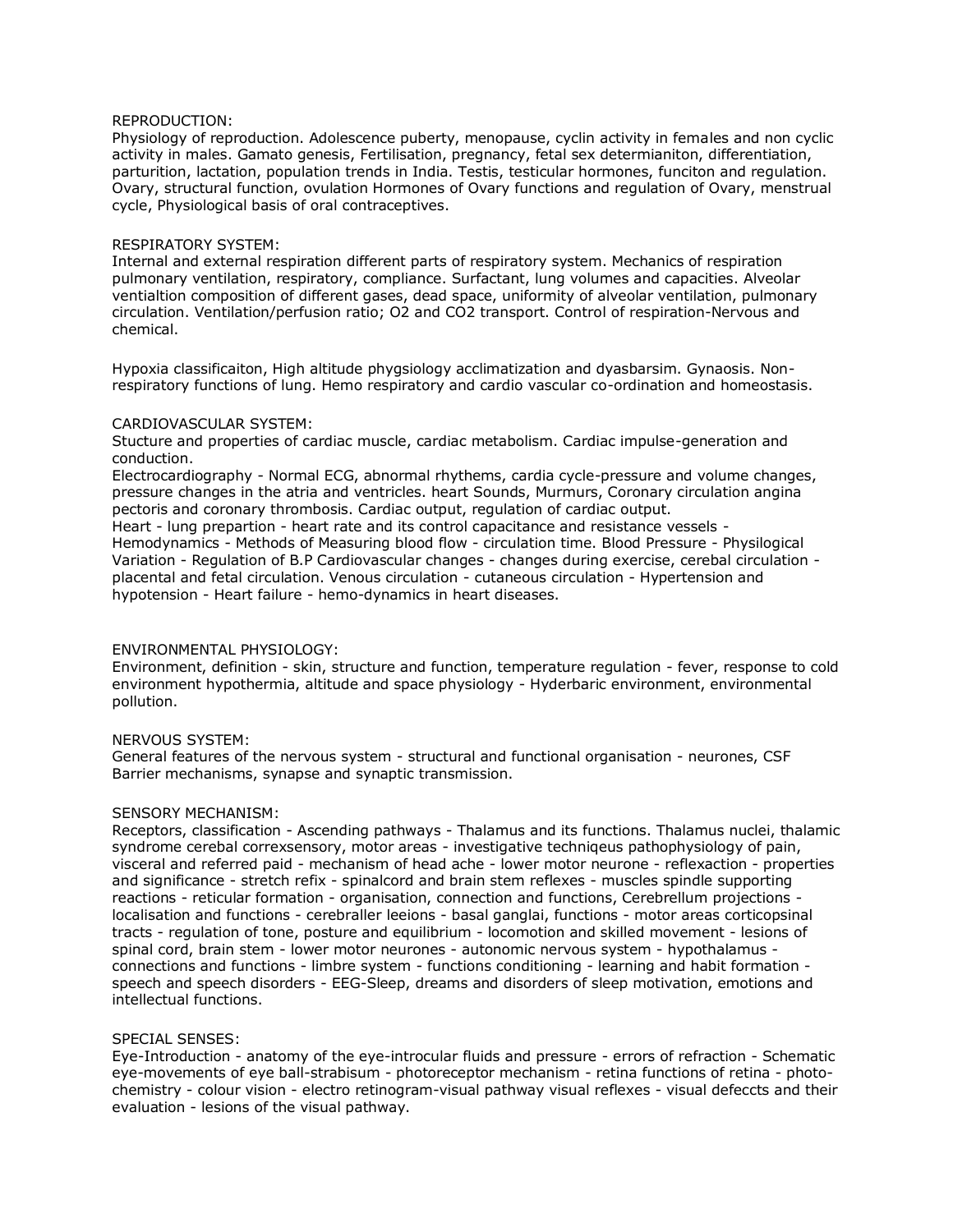REPRODUCTION:
Physiology of reproduction. Adolescence puberty, menopause, cyclin activity in females and non cyclic activity in males. Gamato genesis, Fertilisation, pregnancy, fetal sex determianiton, differentiation, parturition, lactation, population trends in India. Testis, testicular hormones, funciton and regulation. Ovary, structural function, ovulation Hormones of Ovary functions and regulation of Ovary, menstrual cycle, Physiological basis of oral contraceptives.

RESPIRATORY SYSTEM:
Internal and external respiration different parts of respiratory system. Mechanics of respiration pulmonary ventilation, respiratory, compliance. Surfactant, lung volumes and capacities. Alveolar ventialtion composition of different gases, dead space, uniformity of alveolar ventilation, pulmonary circulation. Ventilation/perfusion ratio; O2 and CO2 transport. Control of respiration-Nervous and chemical.

Hypoxia classificaiton, High altitude phygsiology acclimatization and dyasbarsim. Gynaosis. Non-respiratory functions of lung. Hemo respiratory and cardio vascular co-ordination and homeostasis.

CARDIOVASCULAR SYSTEM:
Stucture and properties of cardiac muscle, cardiac metabolism. Cardiac impulse-generation and conduction.
Electrocardiography - Normal ECG, abnormal rhythems, cardia cycle-pressure and volume changes, pressure changes in the atria and ventricles. heart Sounds, Murmurs, Coronary circulation angina pectoris and coronary thrombosis. Cardiac output, regulation of cardiac output.
Heart - lung prepartion - heart rate and its control capacitance and resistance vessels - Hemodynamics - Methods of Measuring blood flow - circulation time. Blood Pressure - Physilogical Variation - Regulation of B.P Cardiovascular changes - changes during exercise, cerebal circulation - placental and fetal circulation. Venous circulation - cutaneous circulation - Hypertension and hypotension - Heart failure - hemo-dynamics in heart diseases.

ENVIRONMENTAL PHYSIOLOGY:
Environment, definition - skin, structure and function, temperature regulation - fever, response to cold environment hypothermia, altitude and space physiology - Hyderbaric environment, environmental pollution.

NERVOUS SYSTEM:
General features of the nervous system - structural and functional organisation - neurones, CSF Barrier mechanisms, synapse and synaptic transmission.

SENSORY MECHANISM:
Receptors, classification - Ascending pathways - Thalamus and its functions. Thalamus nuclei, thalamic syndrome cerebal correxsensory, motor areas - investigative techniqeus pathophysiology of pain, visceral and referred paid - mechanism of head ache - lower motor neurone - reflexaction - properties and significance - stretch refix - spinalcord and brain stem reflexes - muscles spindle supporting reactions - reticular formation - organisation, connection and functions, Cerebrellum projections - localisation and functions - cerebraller leeions - basal ganglai, functions - motor areas corticopsinal tracts - regulation of tone, posture and equilibrium - locomotion and skilled movement - lesions of spinal cord, brain stem - lower motor neurones - autonomic nervous system - hypothalamus - connections and functions - limbre system - functions conditioning - learning and habit formation - speech and speech disorders - EEG-Sleep, dreams and disorders of sleep motivation, emotions and intellectual functions.

SPECIAL SENSES:
Eye-Introduction - anatomy of the eye-introcular fluids and pressure - errors of refraction - Schematic eye-movements of eye ball-strabisum - photoreceptor mechanism - retina functions of retina - photo-chemistry - colour vision - electro retinogram-visual pathway visual reflexes - visual defeccts and their evaluation - lesions of the visual pathway.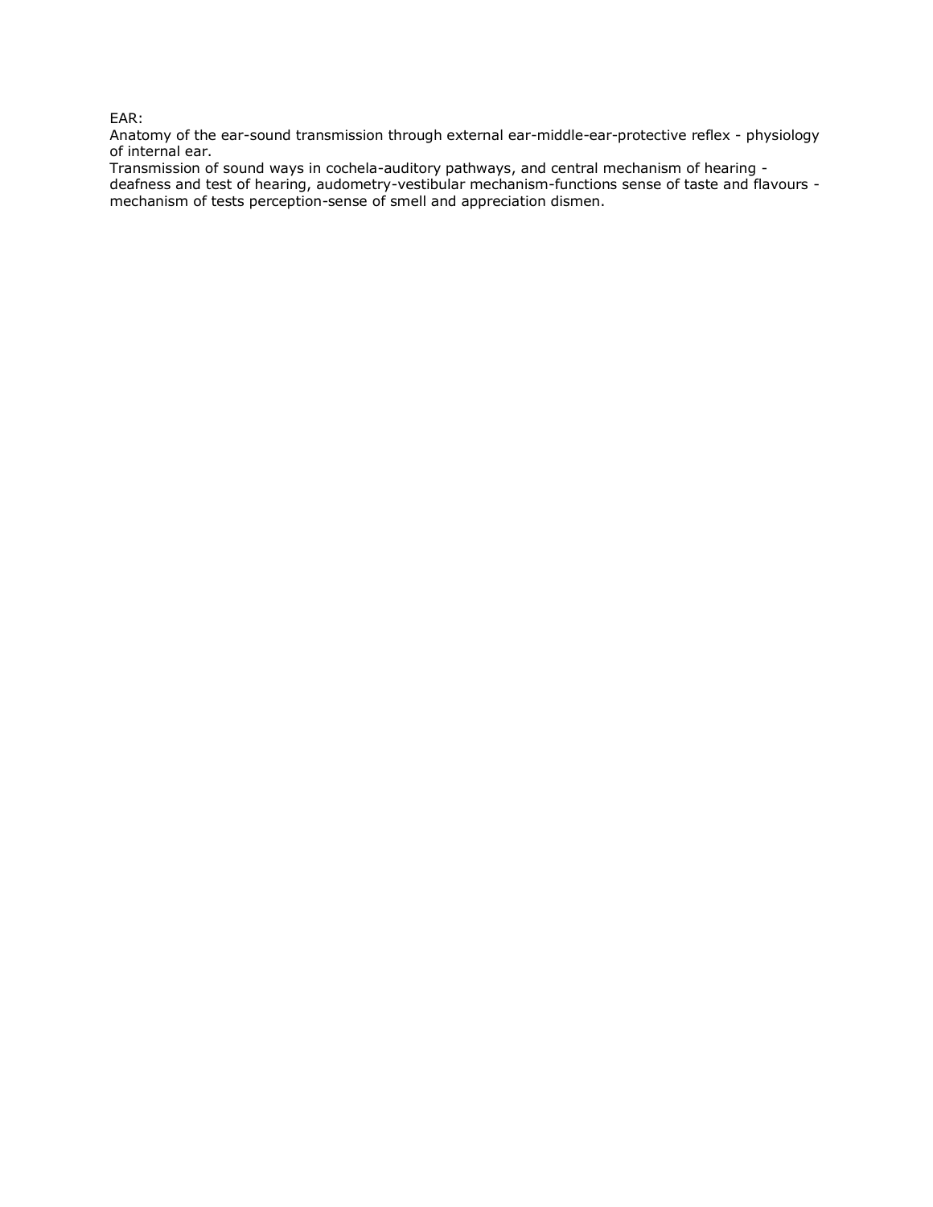EAR:

Anatomy of the ear-sound transmission through external ear-middle-ear-protective reflex - physiology of internal ear.

Transmission of sound ways in cochela-auditory pathways, and central mechanism of hearing - deafness and test of hearing, audometry-vestibular mechanism-functions sense of taste and flavours - mechanism of tests perception-sense of smell and appreciation dismen.